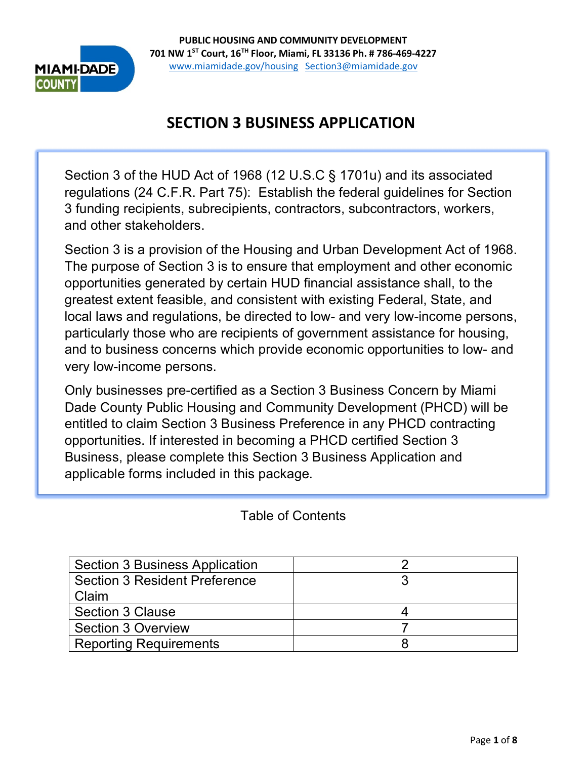**PUBLIC HOUSING AND COMMUNITY DEVELOPMENT**
**701 NW 1ST Court, 16TH Floor, Miami, FL 33136 Ph. # 786-469-4227**
www.miamidade.gov/housing Section3@miamidade.gov

# SECTION 3 BUSINESS APPLICATION

Section 3 of the HUD Act of 1968 (12 U.S.C § 1701u) and its associated regulations (24 C.F.R. Part 75): Establish the federal guidelines for Section 3 funding recipients, subrecipients, contractors, subcontractors, workers, and other stakeholders.

Section 3 is a provision of the Housing and Urban Development Act of 1968. The purpose of Section 3 is to ensure that employment and other economic opportunities generated by certain HUD financial assistance shall, to the greatest extent feasible, and consistent with existing Federal, State, and local laws and regulations, be directed to low- and very low-income persons, particularly those who are recipients of government assistance for housing, and to business concerns which provide economic opportunities to low- and very low-income persons.

Only businesses pre-certified as a Section 3 Business Concern by Miami Dade County Public Housing and Community Development (PHCD) will be entitled to claim Section 3 Business Preference in any PHCD contracting opportunities. If interested in becoming a PHCD certified Section 3 Business, please complete this Section 3 Business Application and applicable forms included in this package.

Table of Contents

| | |
|---|---|
| Section 3 Business Application | 2 |
| Section 3 Resident Preference Claim | 3 |
| Section 3 Clause | 4 |
| Section 3 Overview | 7 |
| Reporting Requirements | 8 |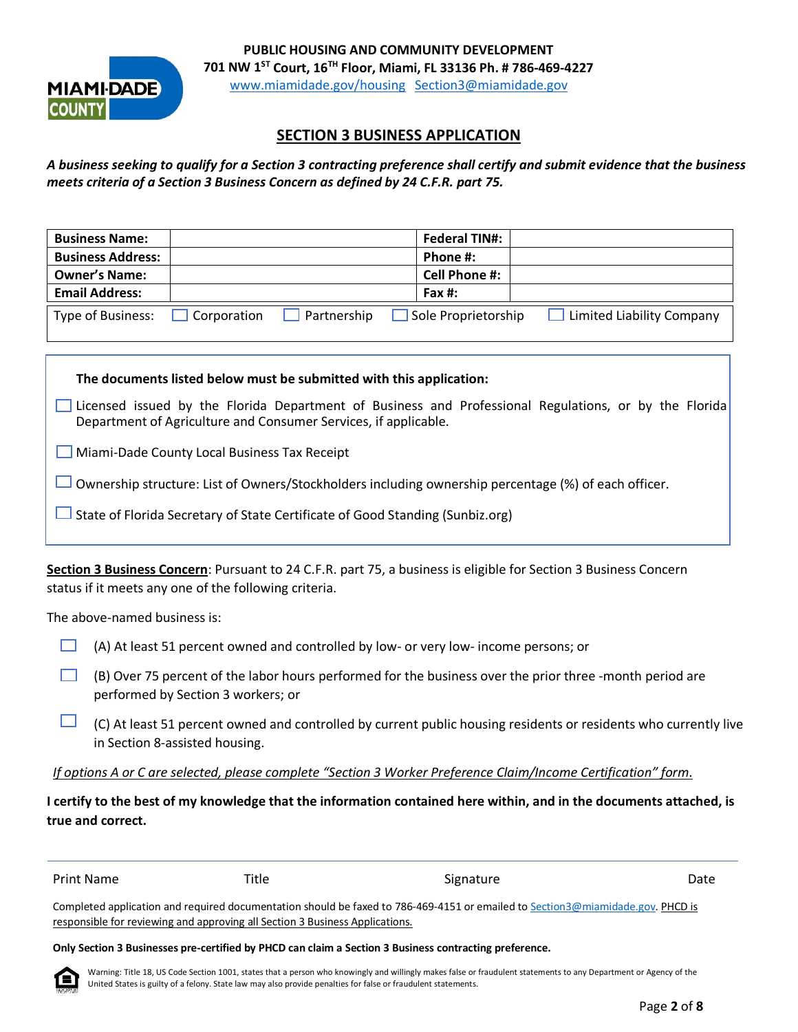**PUBLIC HOUSING AND COMMUNITY DEVELOPMENT**
**701 NW 1ST Court, 16TH Floor, Miami, FL 33136 Ph. # 786-469-4227**
www.miamidade.gov/housing Section3@miamidade.gov

# SECTION 3 BUSINESS APPLICATION

***A business seeking to qualify for a Section 3 contracting preference shall certify and submit evidence that the business meets criteria of a Section 3 Business Concern as defined by 24 C.F.R. part 75.***

| **Business Name:** | | **Federal TIN#:** | |
|---|---|---|---|
| **Business Address:** | | **Phone #:** | |
| **Owner's Name:** | | **Cell Phone #:** | |
| **Email Address:** | | **Fax #:** | |

Type of Business: ☐ Corporation ☐ Partnership ☐ Sole Proprietorship ☐ Limited Liability Company

**The documents listed below must be submitted with this application:**

☐ Licensed issued by the Florida Department of Business and Professional Regulations, or by the Florida Department of Agriculture and Consumer Services, if applicable.

☐ Miami-Dade County Local Business Tax Receipt

☐ Ownership structure: List of Owners/Stockholders including ownership percentage (%) of each officer.

☐ State of Florida Secretary of State Certificate of Good Standing (Sunbiz.org)

**Section 3 Business Concern**: Pursuant to 24 C.F.R. part 75, a business is eligible for Section 3 Business Concern status if it meets any one of the following criteria.

The above-named business is:

☐ (A) At least 51 percent owned and controlled by low- or very low- income persons; or

☐ (B) Over 75 percent of the labor hours performed for the business over the prior three -month period are performed by Section 3 workers; or

☐ (C) At least 51 percent owned and controlled by current public housing residents or residents who currently live in Section 8-assisted housing.

*If options A or C are selected, please complete "Section 3 Worker Preference Claim/Income Certification" form.*

**I certify to the best of my knowledge that the information contained here within, and in the documents attached, is true and correct.**

| Print Name | Title | Signature | Date |
|---|---|---|---|

Completed application and required documentation should be faxed to 786-469-4151 or emailed to Section3@miamidade.gov. PHCD is responsible for reviewing and approving all Section 3 Business Applications.

**Only Section 3 Businesses pre-certified by PHCD can claim a Section 3 Business contracting preference.**

Warning: Title 18, US Code Section 1001, states that a person who knowingly and willingly makes false or fraudulent statements to any Department or Agency of the United States is guilty of a felony. State law may also provide penalties for false or fraudulent statements.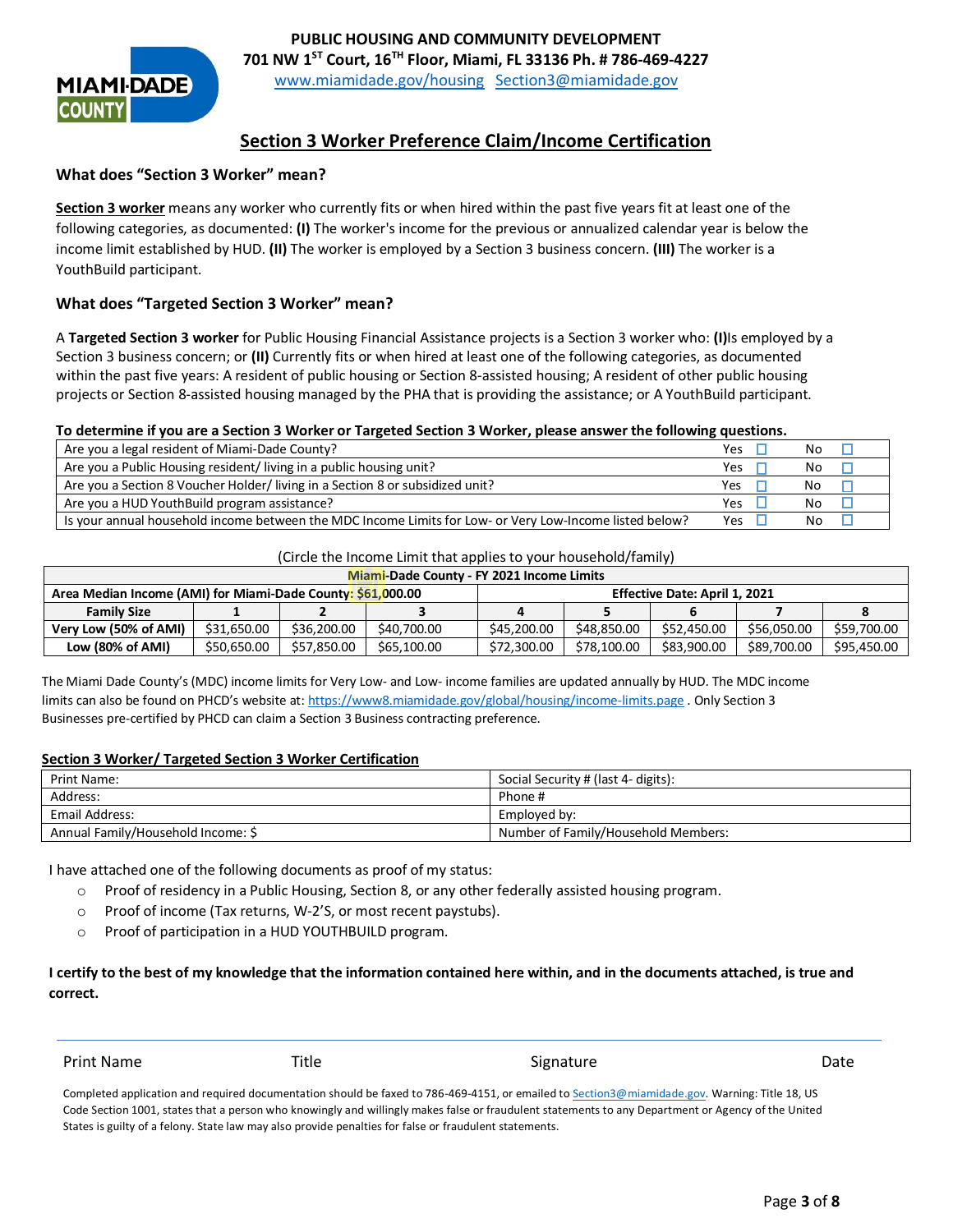**PUBLIC HOUSING AND COMMUNITY DEVELOPMENT**
**701 NW 1ST Court, 16TH Floor, Miami, FL 33136 Ph. # 786-469-4227**
www.miamidade.gov/housing Section3@miamidade.gov

# Section 3 Worker Preference Claim/Income Certification

## What does "Section 3 Worker" mean?

**Section 3 worker** means any worker who currently fits or when hired within the past five years fit at least one of the following categories, as documented: **(I)** The worker's income for the previous or annualized calendar year is below the income limit established by HUD. **(II)** The worker is employed by a Section 3 business concern. **(III)** The worker is a YouthBuild participant.

## What does "Targeted Section 3 Worker" mean?

A **Targeted Section 3 worker** for Public Housing Financial Assistance projects is a Section 3 worker who: **(I)**Is employed by a Section 3 business concern; or **(II)** Currently fits or when hired at least one of the following categories, as documented within the past five years: A resident of public housing or Section 8-assisted housing; A resident of other public housing projects or Section 8-assisted housing managed by the PHA that is providing the assistance; or A YouthBuild participant.

**To determine if you are a Section 3 Worker or Targeted Section 3 Worker, please answer the following questions.**

| Question | Yes | No |
|---|---|---|
| Are you a legal resident of Miami-Dade County? | Yes ☐ | No ☐ |
| Are you a Public Housing resident/ living in a public housing unit? | Yes ☐ | No ☐ |
| Are you a Section 8 Voucher Holder/ living in a Section 8 or subsidized unit? | Yes ☐ | No ☐ |
| Are you a HUD YouthBuild program assistance? | Yes ☐ | No ☐ |
| Is your annual household income between the MDC Income Limits for Low- or Very Low-Income listed below? | Yes ☐ | No ☐ |

(Circle the Income Limit that applies to your household/family)

| Miami-Dade County - FY 2021 Income Limits | | | | | | | | |
|---|---|---|---|---|---|---|---|---|
| Area Median Income (AMI) for Miami-Dade County: $61,000.00 | | | | Effective Date: April 1, 2021 | | | | |
| Family Size | 1 | 2 | 3 | 4 | 5 | 6 | 7 | 8 |
| Very Low (50% of AMI) | $31,650.00 | $36,200.00 | $40,700.00 | $45,200.00 | $48,850.00 | $52,450.00 | $56,050.00 | $59,700.00 |
| Low (80% of AMI) | $50,650.00 | $57,850.00 | $65,100.00 | $72,300.00 | $78,100.00 | $83,900.00 | $89,700.00 | $95,450.00 |

The Miami Dade County's (MDC) income limits for Very Low- and Low- income families are updated annually by HUD. The MDC income limits can also be found on PHCD's website at: https://www8.miamidade.gov/global/housing/income-limits.page . Only Section 3 Businesses pre-certified by PHCD can claim a Section 3 Business contracting preference.

**Section 3 Worker/ Targeted Section 3 Worker Certification**

| | |
|---|---|
| Print Name: | Social Security # (last 4- digits): |
| Address: | Phone # |
| Email Address: | Employed by: |
| Annual Family/Household Income: $ | Number of Family/Household Members: |

I have attached one of the following documents as proof of my status:

- Proof of residency in a Public Housing, Section 8, or any other federally assisted housing program.
- Proof of income (Tax returns, W-2'S, or most recent paystubs).
- Proof of participation in a HUD YOUTHBUILD program.

**I certify to the best of my knowledge that the information contained here within, and in the documents attached, is true and correct.**

Print Name Title Signature Date

Completed application and required documentation should be faxed to 786-469-4151, or emailed to Section3@miamidade.gov. Warning: Title 18, US Code Section 1001, states that a person who knowingly and willingly makes false or fraudulent statements to any Department or Agency of the United States is guilty of a felony. State law may also provide penalties for false or fraudulent statements.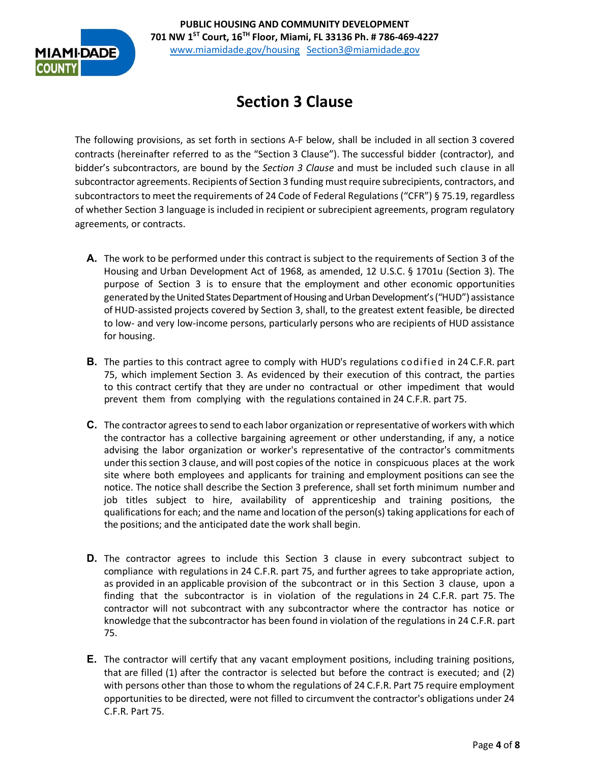PUBLIC HOUSING AND COMMUNITY DEVELOPMENT
701 NW 1ST Court, 16TH Floor, Miami, FL 33136 Ph. # 786-469-4227
www.miamidade.gov/housing Section3@miamidade.gov

# Section 3 Clause

The following provisions, as set forth in sections A-F below, shall be included in all section 3 covered contracts (hereinafter referred to as the "Section 3 Clause"). The successful bidder (contractor), and bidder's subcontractors, are bound by the *Section 3 Clause* and must be included such clause in all subcontractor agreements. Recipients of Section 3 funding must require subrecipients, contractors, and subcontractors to meet the requirements of 24 Code of Federal Regulations ("CFR") § 75.19, regardless of whether Section 3 language is included in recipient or subrecipient agreements, program regulatory agreements, or contracts.

**A.** The work to be performed under this contract is subject to the requirements of Section 3 of the Housing and Urban Development Act of 1968, as amended, 12 U.S.C. § 1701u (Section 3). The purpose of Section 3 is to ensure that the employment and other economic opportunities generated by the United States Department of Housing and Urban Development's ("HUD") assistance of HUD-assisted projects covered by Section 3, shall, to the greatest extent feasible, be directed to low- and very low-income persons, particularly persons who are recipients of HUD assistance for housing.

**B.** The parties to this contract agree to comply with HUD's regulations codified in 24 C.F.R. part 75, which implement Section 3. As evidenced by their execution of this contract, the parties to this contract certify that they are under no contractual or other impediment that would prevent them from complying with the regulations contained in 24 C.F.R. part 75.

**C.** The contractor agrees to send to each labor organization or representative of workers with which the contractor has a collective bargaining agreement or other understanding, if any, a notice advising the labor organization or worker's representative of the contractor's commitments under this section 3 clause, and will post copies of the notice in conspicuous places at the work site where both employees and applicants for training and employment positions can see the notice. The notice shall describe the Section 3 preference, shall set forth minimum number and job titles subject to hire, availability of apprenticeship and training positions, the qualifications for each; and the name and location of the person(s) taking applications for each of the positions; and the anticipated date the work shall begin.

**D.** The contractor agrees to include this Section 3 clause in every subcontract subject to compliance with regulations in 24 C.F.R. part 75, and further agrees to take appropriate action, as provided in an applicable provision of the subcontract or in this Section 3 clause, upon a finding that the subcontractor is in violation of the regulations in 24 C.F.R. part 75. The contractor will not subcontract with any subcontractor where the contractor has notice or knowledge that the subcontractor has been found in violation of the regulations in 24 C.F.R. part 75.

**E.** The contractor will certify that any vacant employment positions, including training positions, that are filled (1) after the contractor is selected but before the contract is executed; and (2) with persons other than those to whom the regulations of 24 C.F.R. Part 75 require employment opportunities to be directed, were not filled to circumvent the contractor's obligations under 24 C.F.R. Part 75.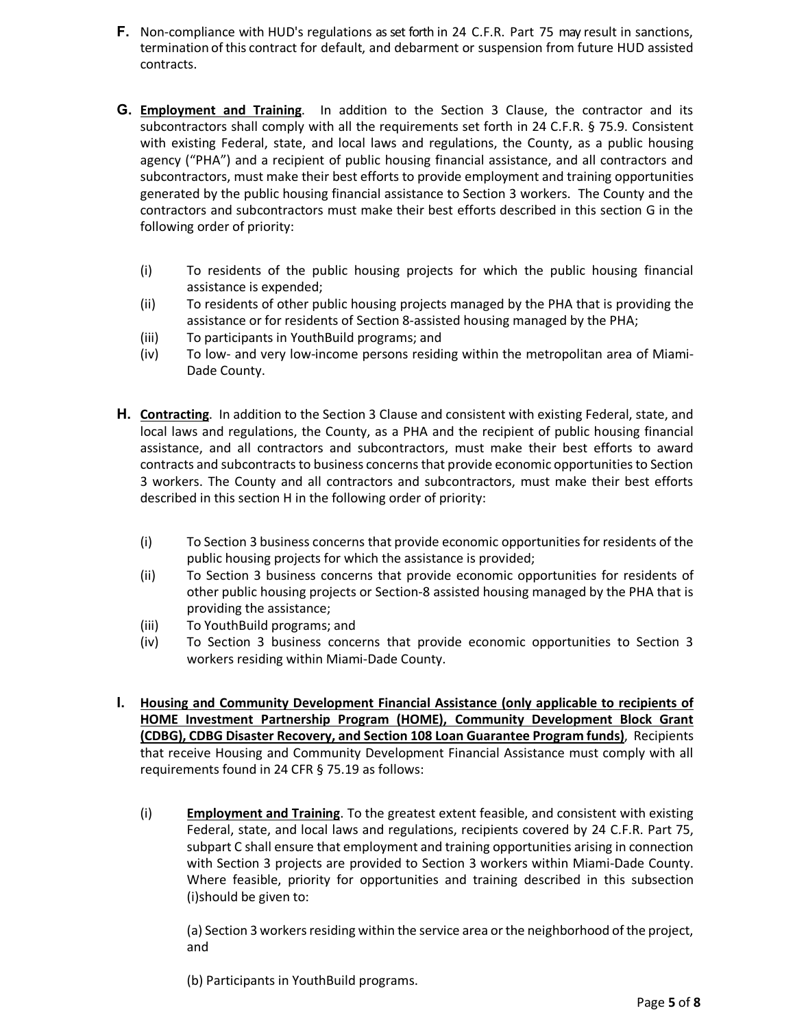**F.** Non-compliance with HUD's regulations as set forth in 24 C.F.R. Part 75 may result in sanctions, termination of this contract for default, and debarment or suspension from future HUD assisted contracts.

**G.** **Employment and Training**. In addition to the Section 3 Clause, the contractor and its subcontractors shall comply with all the requirements set forth in 24 C.F.R. § 75.9. Consistent with existing Federal, state, and local laws and regulations, the County, as a public housing agency ("PHA") and a recipient of public housing financial assistance, and all contractors and subcontractors, must make their best efforts to provide employment and training opportunities generated by the public housing financial assistance to Section 3 workers. The County and the contractors and subcontractors must make their best efforts described in this section G in the following order of priority:

(i) To residents of the public housing projects for which the public housing financial assistance is expended;

(ii) To residents of other public housing projects managed by the PHA that is providing the assistance or for residents of Section 8-assisted housing managed by the PHA;

(iii) To participants in YouthBuild programs; and

(iv) To low- and very low-income persons residing within the metropolitan area of Miami-Dade County.

**H.** **Contracting**. In addition to the Section 3 Clause and consistent with existing Federal, state, and local laws and regulations, the County, as a PHA and the recipient of public housing financial assistance, and all contractors and subcontractors, must make their best efforts to award contracts and subcontracts to business concerns that provide economic opportunities to Section 3 workers. The County and all contractors and subcontractors, must make their best efforts described in this section H in the following order of priority:

(i) To Section 3 business concerns that provide economic opportunities for residents of the public housing projects for which the assistance is provided;

(ii) To Section 3 business concerns that provide economic opportunities for residents of other public housing projects or Section-8 assisted housing managed by the PHA that is providing the assistance;

(iii) To YouthBuild programs; and

(iv) To Section 3 business concerns that provide economic opportunities to Section 3 workers residing within Miami-Dade County.

**I.** **Housing and Community Development Financial Assistance (only applicable to recipients of HOME Investment Partnership Program (HOME), Community Development Block Grant (CDBG), CDBG Disaster Recovery, and Section 108 Loan Guarantee Program funds)**, Recipients that receive Housing and Community Development Financial Assistance must comply with all requirements found in 24 CFR § 75.19 as follows:

(i) **Employment and Training**. To the greatest extent feasible, and consistent with existing Federal, state, and local laws and regulations, recipients covered by 24 C.F.R. Part 75, subpart C shall ensure that employment and training opportunities arising in connection with Section 3 projects are provided to Section 3 workers within Miami-Dade County. Where feasible, priority for opportunities and training described in this subsection (i)should be given to:

(a) Section 3 workers residing within the service area or the neighborhood of the project, and

(b) Participants in YouthBuild programs.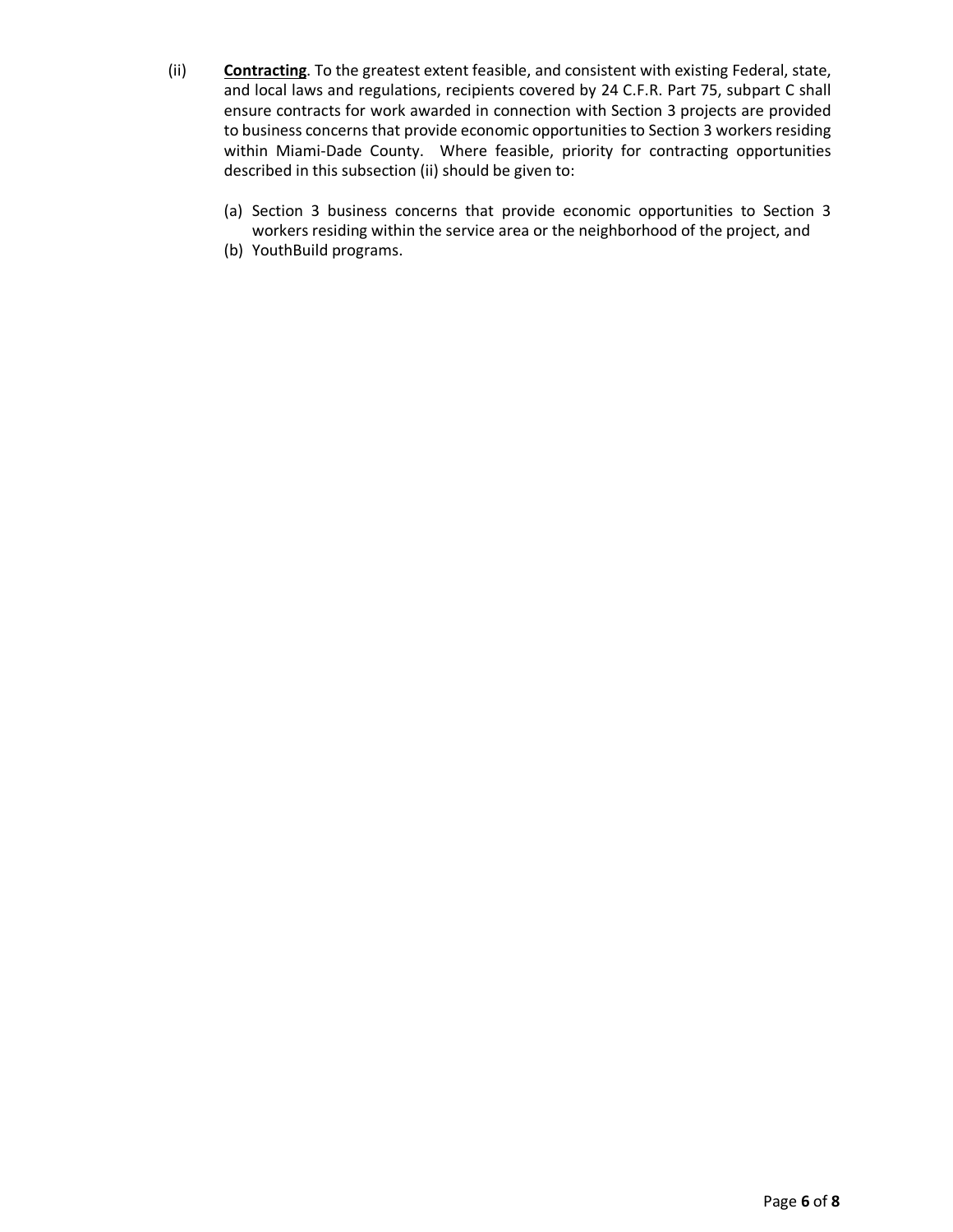(ii) **Contracting**. To the greatest extent feasible, and consistent with existing Federal, state, and local laws and regulations, recipients covered by 24 C.F.R. Part 75, subpart C shall ensure contracts for work awarded in connection with Section 3 projects are provided to business concerns that provide economic opportunities to Section 3 workers residing within Miami-Dade County. Where feasible, priority for contracting opportunities described in this subsection (ii) should be given to:

(a) Section 3 business concerns that provide economic opportunities to Section 3 workers residing within the service area or the neighborhood of the project, and

(b) YouthBuild programs.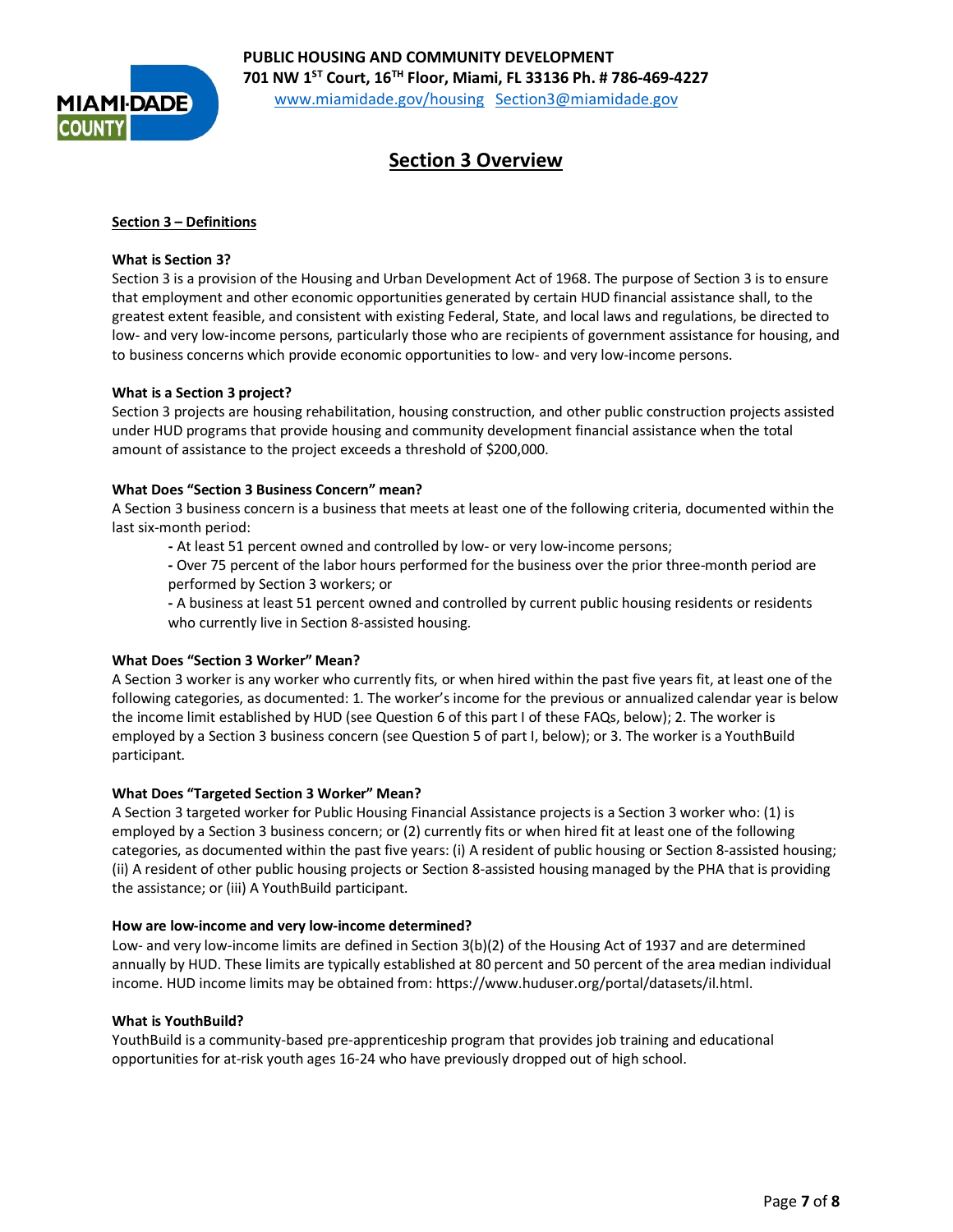**PUBLIC HOUSING AND COMMUNITY DEVELOPMENT**
**701 NW 1ST Court, 16TH Floor, Miami, FL 33136 Ph. # 786-469-4227**
www.miamidade.gov/housing Section3@miamidade.gov

# Section 3 Overview

## Section 3 – Definitions

### What is Section 3?

Section 3 is a provision of the Housing and Urban Development Act of 1968. The purpose of Section 3 is to ensure that employment and other economic opportunities generated by certain HUD financial assistance shall, to the greatest extent feasible, and consistent with existing Federal, State, and local laws and regulations, be directed to low- and very low-income persons, particularly those who are recipients of government assistance for housing, and to business concerns which provide economic opportunities to low- and very low-income persons.

### What is a Section 3 project?

Section 3 projects are housing rehabilitation, housing construction, and other public construction projects assisted under HUD programs that provide housing and community development financial assistance when the total amount of assistance to the project exceeds a threshold of $200,000.

### What Does "Section 3 Business Concern" mean?

A Section 3 business concern is a business that meets at least one of the following criteria, documented within the last six-month period:

- At least 51 percent owned and controlled by low- or very low-income persons;
- Over 75 percent of the labor hours performed for the business over the prior three-month period are performed by Section 3 workers; or
- A business at least 51 percent owned and controlled by current public housing residents or residents who currently live in Section 8-assisted housing.

### What Does "Section 3 Worker" Mean?

A Section 3 worker is any worker who currently fits, or when hired within the past five years fit, at least one of the following categories, as documented: 1. The worker's income for the previous or annualized calendar year is below the income limit established by HUD (see Question 6 of this part I of these FAQs, below); 2. The worker is employed by a Section 3 business concern (see Question 5 of part I, below); or 3. The worker is a YouthBuild participant.

### What Does "Targeted Section 3 Worker" Mean?

A Section 3 targeted worker for Public Housing Financial Assistance projects is a Section 3 worker who: (1) is employed by a Section 3 business concern; or (2) currently fits or when hired fit at least one of the following categories, as documented within the past five years: (i) A resident of public housing or Section 8-assisted housing; (ii) A resident of other public housing projects or Section 8-assisted housing managed by the PHA that is providing the assistance; or (iii) A YouthBuild participant.

### How are low-income and very low-income determined?

Low- and very low-income limits are defined in Section 3(b)(2) of the Housing Act of 1937 and are determined annually by HUD. These limits are typically established at 80 percent and 50 percent of the area median individual income. HUD income limits may be obtained from: https://www.huduser.org/portal/datasets/il.html.

### What is YouthBuild?

YouthBuild is a community-based pre-apprenticeship program that provides job training and educational opportunities for at-risk youth ages 16-24 who have previously dropped out of high school.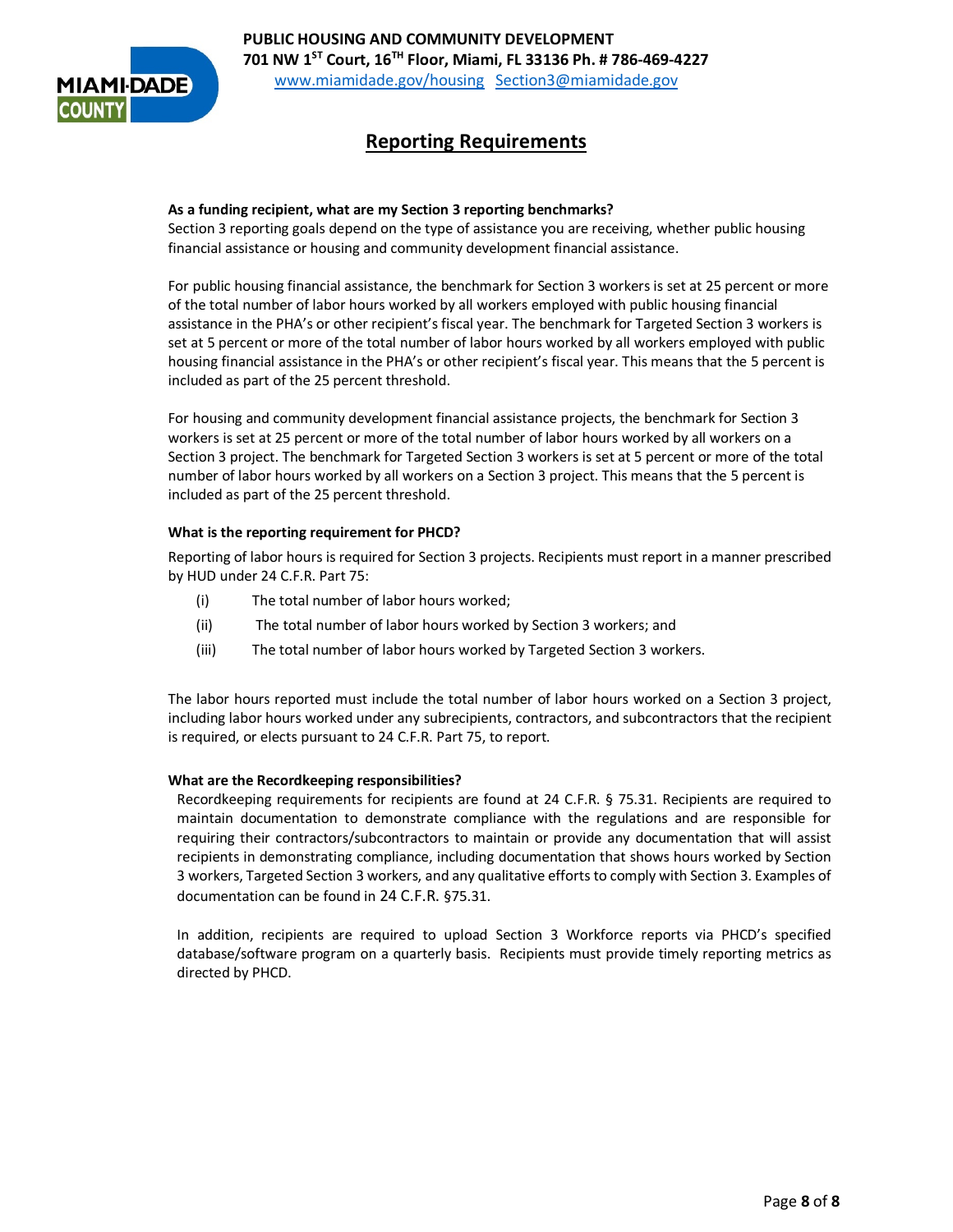PUBLIC HOUSING AND COMMUNITY DEVELOPMENT
701 NW 1ST Court, 16TH Floor, Miami, FL 33136 Ph. # 786-469-4227
www.miamidade.gov/housing Section3@miamidade.gov

# Reporting Requirements

**As a funding recipient, what are my Section 3 reporting benchmarks?**

Section 3 reporting goals depend on the type of assistance you are receiving, whether public housing financial assistance or housing and community development financial assistance.

For public housing financial assistance, the benchmark for Section 3 workers is set at 25 percent or more of the total number of labor hours worked by all workers employed with public housing financial assistance in the PHA's or other recipient's fiscal year. The benchmark for Targeted Section 3 workers is set at 5 percent or more of the total number of labor hours worked by all workers employed with public housing financial assistance in the PHA's or other recipient's fiscal year. This means that the 5 percent is included as part of the 25 percent threshold.

For housing and community development financial assistance projects, the benchmark for Section 3 workers is set at 25 percent or more of the total number of labor hours worked by all workers on a Section 3 project. The benchmark for Targeted Section 3 workers is set at 5 percent or more of the total number of labor hours worked by all workers on a Section 3 project. This means that the 5 percent is included as part of the 25 percent threshold.

**What is the reporting requirement for PHCD?**

Reporting of labor hours is required for Section 3 projects. Recipients must report in a manner prescribed by HUD under 24 C.F.R. Part 75:

- (i) The total number of labor hours worked;
- (ii) The total number of labor hours worked by Section 3 workers; and
- (iii) The total number of labor hours worked by Targeted Section 3 workers.

The labor hours reported must include the total number of labor hours worked on a Section 3 project, including labor hours worked under any subrecipients, contractors, and subcontractors that the recipient is required, or elects pursuant to 24 C.F.R. Part 75, to report.

**What are the Recordkeeping responsibilities?**

Recordkeeping requirements for recipients are found at 24 C.F.R. § 75.31. Recipients are required to maintain documentation to demonstrate compliance with the regulations and are responsible for requiring their contractors/subcontractors to maintain or provide any documentation that will assist recipients in demonstrating compliance, including documentation that shows hours worked by Section 3 workers, Targeted Section 3 workers, and any qualitative efforts to comply with Section 3. Examples of documentation can be found in 24 C.F.R. §75.31.

In addition, recipients are required to upload Section 3 Workforce reports via PHCD's specified database/software program on a quarterly basis. Recipients must provide timely reporting metrics as directed by PHCD.